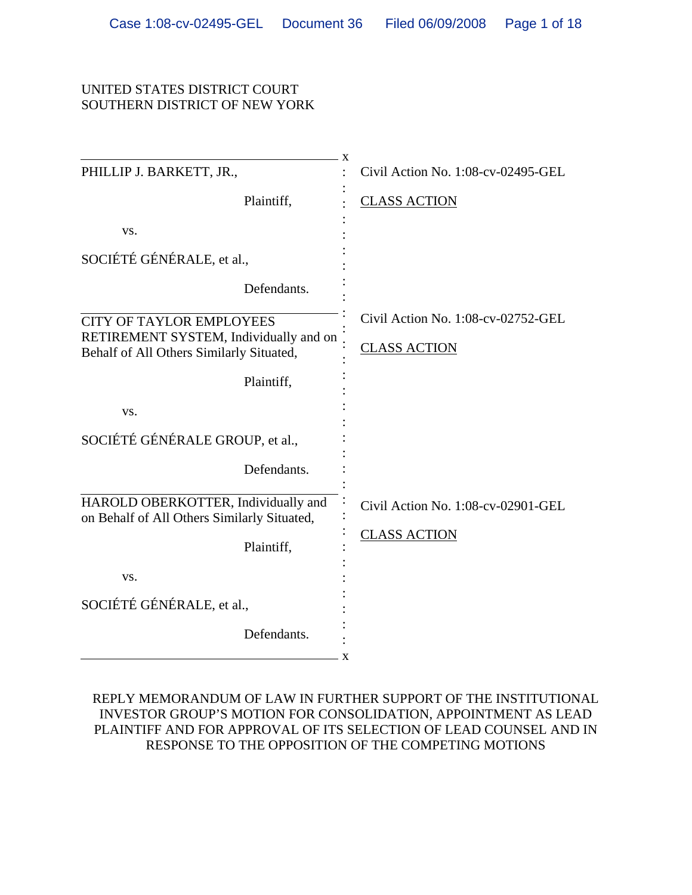UNITED STATES DISTRICT COURT
SOUTHERN DISTRICT OF NEW YORK

| | |
|---|---|
| PHILLIP J. BARKETT, JR., Plaintiff, vs. SOCIÉTÉ GÉNÉRALE, et al., Defendants. | Civil Action No. 1:08-cv-02495-GEL <br> CLASS ACTION |
| CITY OF TAYLOR EMPLOYEES RETIREMENT SYSTEM, Individually and on Behalf of All Others Similarly Situated, Plaintiff, vs. SOCIÉTÉ GÉNÉRALE GROUP, et al., Defendants. | Civil Action No. 1:08-cv-02752-GEL <br> CLASS ACTION |
| HAROLD OBERKOTTER, Individually and on Behalf of All Others Similarly Situated, Plaintiff, vs. SOCIÉTÉ GÉNÉRALE, et al., Defendants. | Civil Action No. 1:08-cv-02901-GEL <br> CLASS ACTION |

REPLY MEMORANDUM OF LAW IN FURTHER SUPPORT OF THE INSTITUTIONAL INVESTOR GROUP'S MOTION FOR CONSOLIDATION, APPOINTMENT AS LEAD PLAINTIFF AND FOR APPROVAL OF ITS SELECTION OF LEAD COUNSEL AND IN RESPONSE TO THE OPPOSITION OF THE COMPETING MOTIONS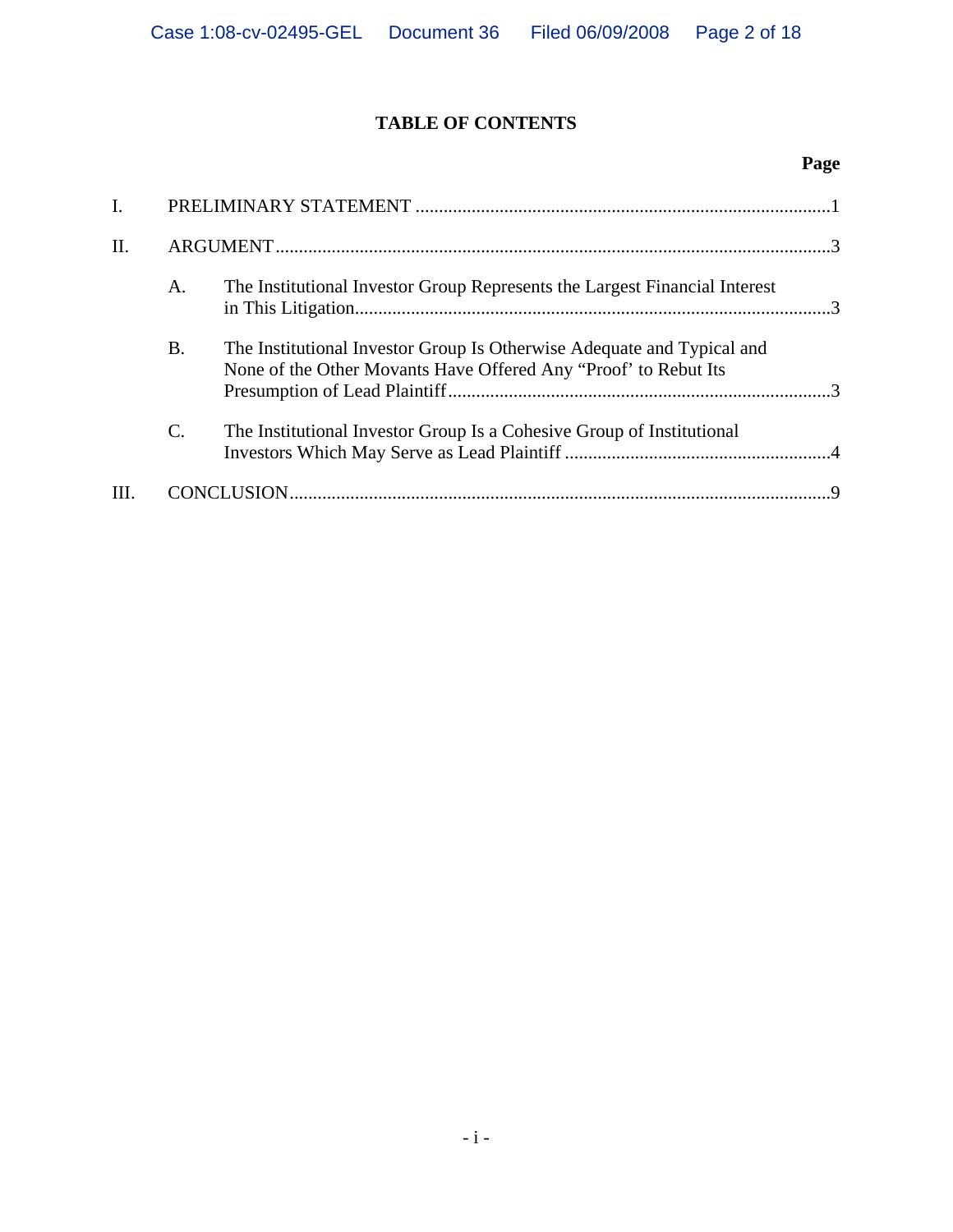# TABLE OF CONTENTS

| | | Page |
|---|---|---|
| I. | PRELIMINARY STATEMENT | 1 |
| II. | ARGUMENT | 3 |
| | A. The Institutional Investor Group Represents the Largest Financial Interest in This Litigation | 3 |
| | B. The Institutional Investor Group Is Otherwise Adequate and Typical and None of the Other Movants Have Offered Any "Proof" to Rebut Its Presumption of Lead Plaintiff | 3 |
| | C. The Institutional Investor Group Is a Cohesive Group of Institutional Investors Which May Serve as Lead Plaintiff | 4 |
| III. | CONCLUSION | 9 |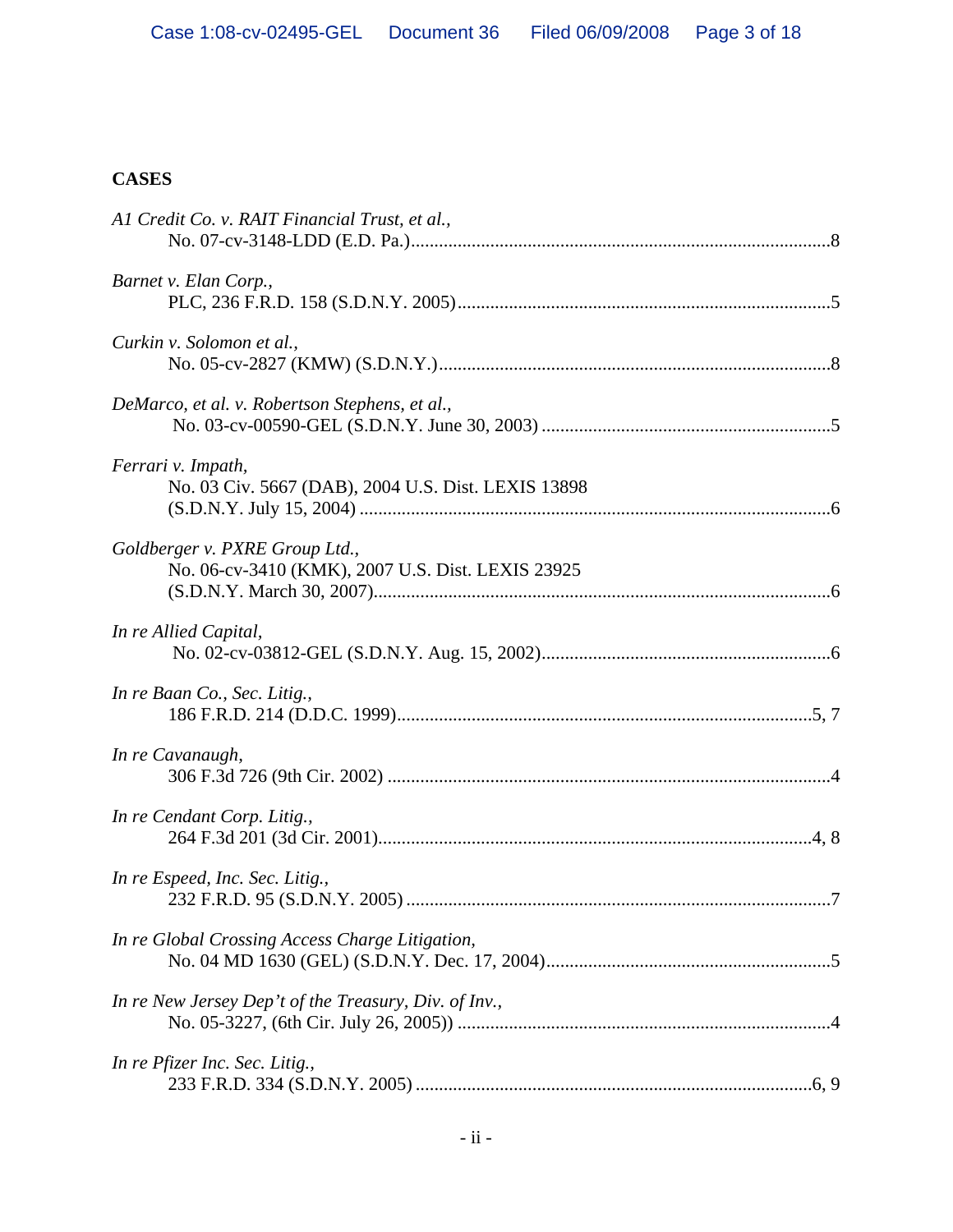**CASES**

*A1 Credit Co. v. RAIT Financial Trust, et al.,*
No. 07-cv-3148-LDD (E.D. Pa.)..........................................................................................8

*Barnet v. Elan Corp.,*
PLC, 236 F.R.D. 158 (S.D.N.Y. 2005)................................................................................5

*Curkin v. Solomon et al.,*
No. 05-cv-2827 (KMW) (S.D.N.Y.)....................................................................................8

*DeMarco, et al. v. Robertson Stephens, et al.,*
No. 03-cv-00590-GEL (S.D.N.Y. June 30, 2003) .............................................................5

*Ferrari v. Impath,*
No. 03 Civ. 5667 (DAB), 2004 U.S. Dist. LEXIS 13898
(S.D.N.Y. July 15, 2004) .....................................................................................................6

*Goldberger v. PXRE Group Ltd.,*
No. 06-cv-3410 (KMK), 2007 U.S. Dist. LEXIS 23925
(S.D.N.Y. March 30, 2007)..................................................................................................6

*In re Allied Capital,*
No. 02-cv-03812-GEL (S.D.N.Y. Aug. 15, 2002).............................................................6

*In re Baan Co., Sec. Litig.,*
186 F.R.D. 214 (D.D.C. 1999)........................................................................................5, 7

*In re Cavanaugh,*
306 F.3d 726 (9th Cir. 2002) ...............................................................................................4

*In re Cendant Corp. Litig.,*
264 F.3d 201 (3d Cir. 2001).............................................................................................4, 8

*In re Espeed, Inc. Sec. Litig.,*
232 F.R.D. 95 (S.D.N.Y. 2005) ...........................................................................................7

*In re Global Crossing Access Charge Litigation,*
No. 04 MD 1630 (GEL) (S.D.N.Y. Dec. 17, 2004).............................................................5

*In re New Jersey Dep't of the Treasury, Div. of Inv.,*
No. 05-3227, (6th Cir. July 26, 2005)) ................................................................................4

*In re Pfizer Inc. Sec. Litig.,*
233 F.R.D. 334 (S.D.N.Y. 2005) ....................................................................................6, 9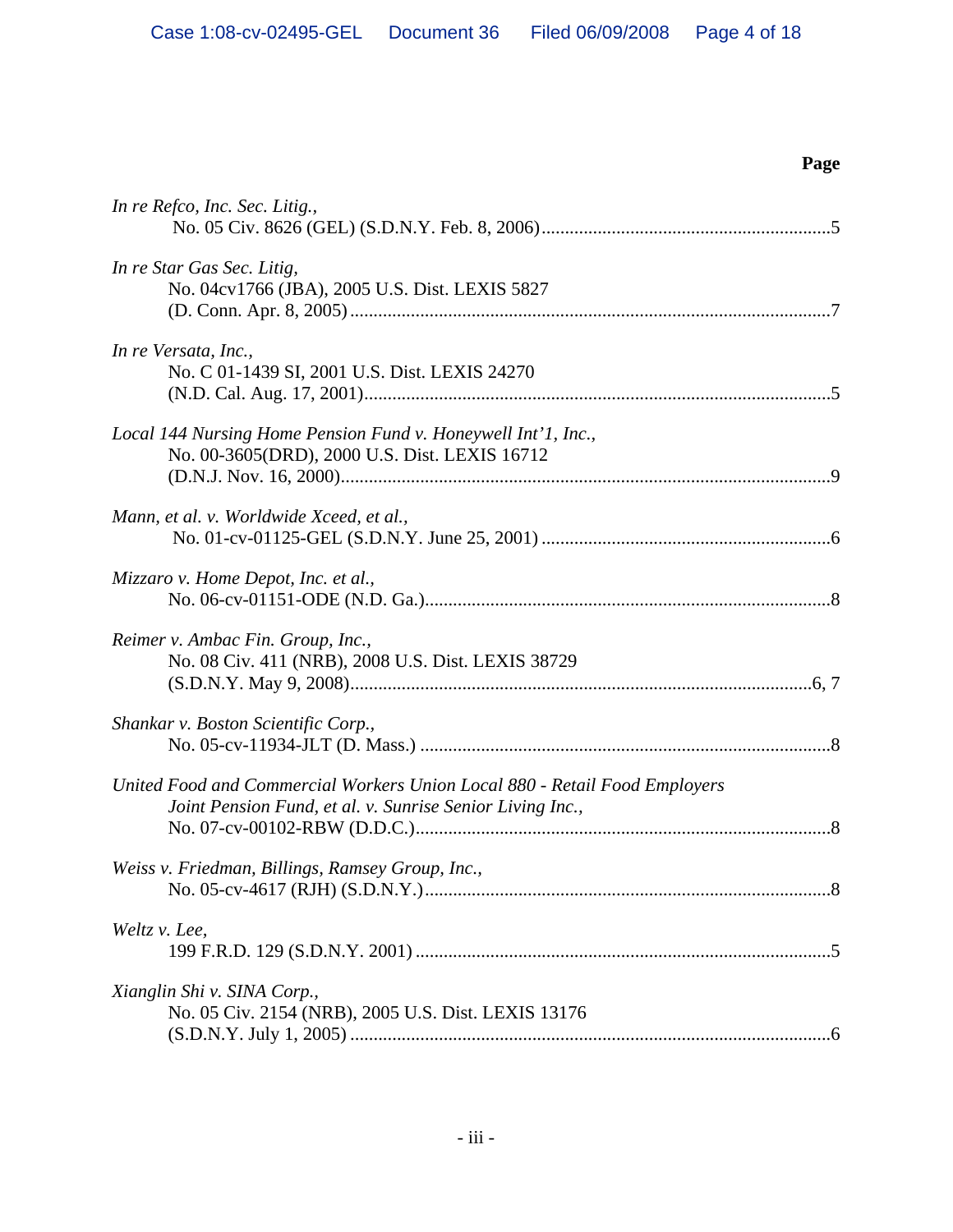**Page**

*In re Refco, Inc. Sec. Litig.*,
No. 05 Civ. 8626 (GEL) (S.D.N.Y. Feb. 8, 2006) .............................................................5

*In re Star Gas Sec. Litig*,
No. 04cv1766 (JBA), 2005 U.S. Dist. LEXIS 5827
(D. Conn. Apr. 8, 2005) .......................................................................................................7

*In re Versata, Inc.*,
No. C 01-1439 SI, 2001 U.S. Dist. LEXIS 24270
(N.D. Cal. Aug. 17, 2001) ....................................................................................................5

*Local 144 Nursing Home Pension Fund v. Honeywell Int'1, Inc.*,
No. 00-3605(DRD), 2000 U.S. Dist. LEXIS 16712
(D.N.J. Nov. 16, 2000) .........................................................................................................9

*Mann, et al. v. Worldwide Xceed, et al.*,
No. 01-cv-01125-GEL (S.D.N.Y. June 25, 2001) .............................................................6

*Mizzaro v. Home Depot, Inc. et al.*,
No. 06-cv-01151-ODE (N.D. Ga.) ......................................................................................8

*Reimer v. Ambac Fin. Group, Inc.*,
No. 08 Civ. 411 (NRB), 2008 U.S. Dist. LEXIS 38729
(S.D.N.Y. May 9, 2008) ...................................................................................................6, 7

*Shankar v. Boston Scientific Corp.*,
No. 05-cv-11934-JLT (D. Mass.) .......................................................................................8

*United Food and Commercial Workers Union Local 880 - Retail Food Employers Joint Pension Fund, et al. v. Sunrise Senior Living Inc.*,
No. 07-cv-00102-RBW (D.D.C.) .........................................................................................8

*Weiss v. Friedman, Billings, Ramsey Group, Inc.*,
No. 05-cv-4617 (RJH) (S.D.N.Y.) .......................................................................................8

*Weltz v. Lee*,
199 F.R.D. 129 (S.D.N.Y. 2001) .........................................................................................5

*Xianglin Shi v. SINA Corp.*,
No. 05 Civ. 2154 (NRB), 2005 U.S. Dist. LEXIS 13176
(S.D.N.Y. July 1, 2005) .......................................................................................................6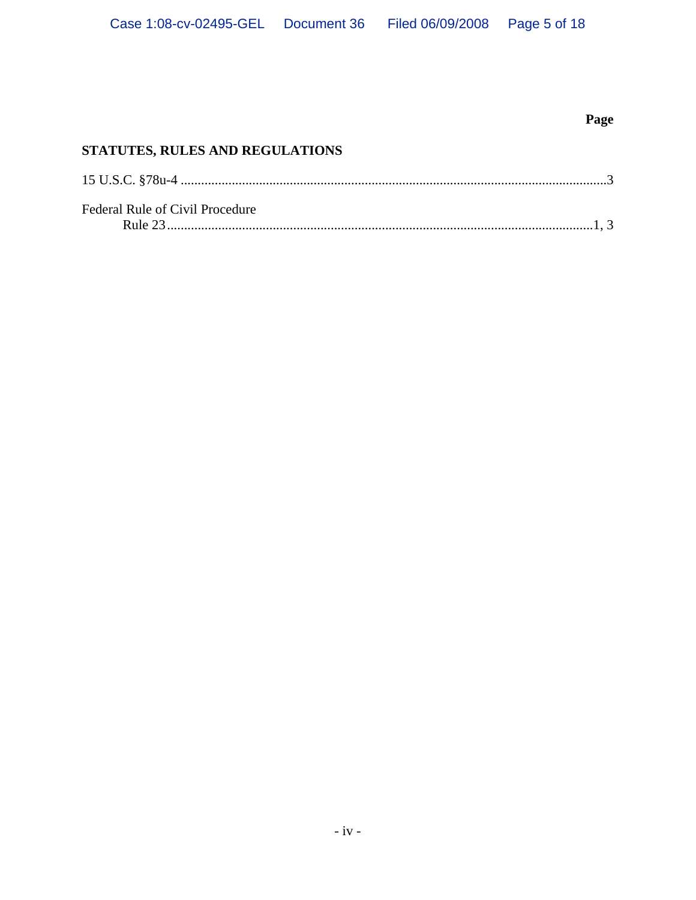**Page**

**STATUTES, RULES AND REGULATIONS**

15 U.S.C. §78u-4 ....................................................................................................................3

Federal Rule of Civil Procedure
Rule 23....................................................................................................................1, 3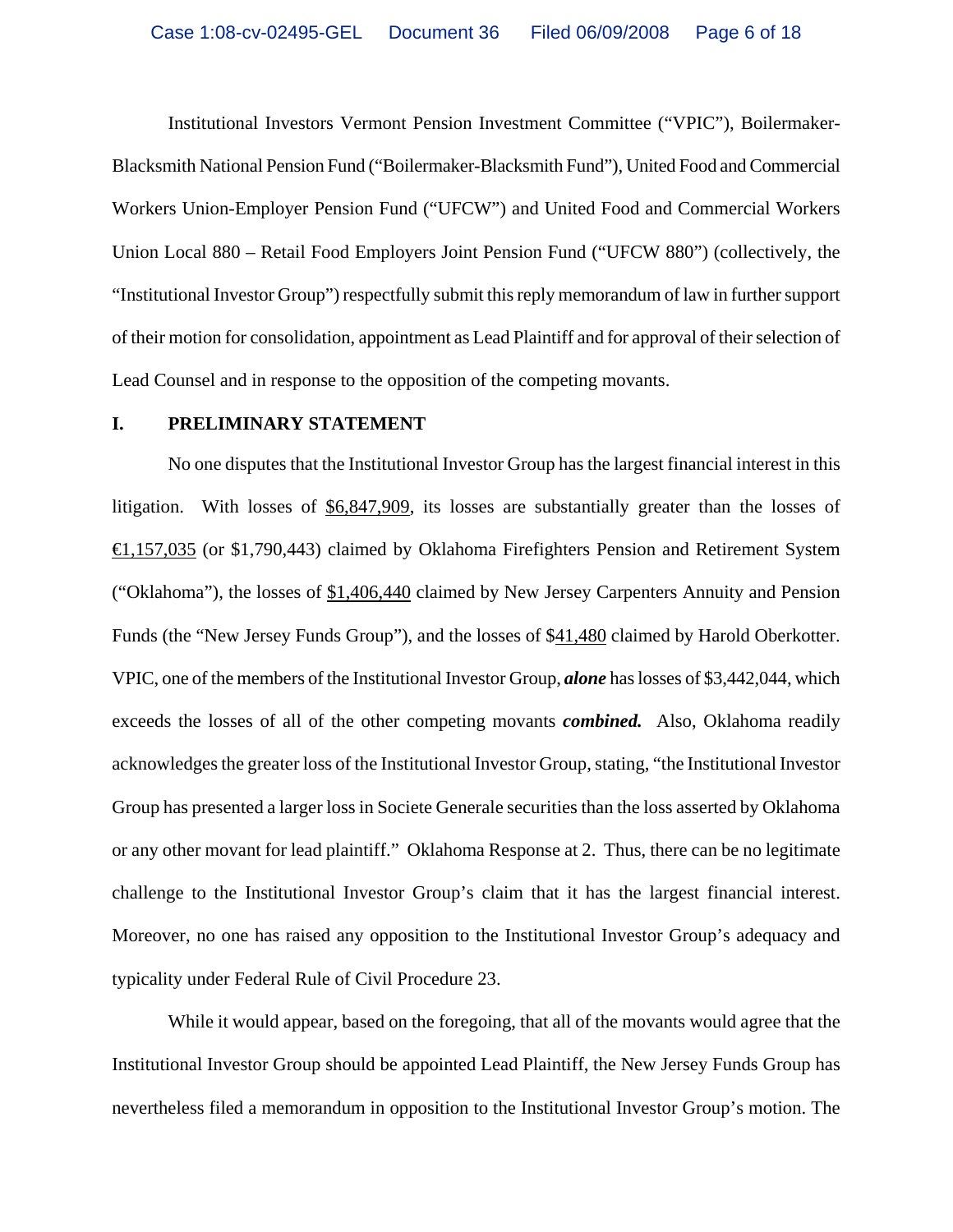Institutional Investors Vermont Pension Investment Committee ("VPIC"), Boilermaker-Blacksmith National Pension Fund ("Boilermaker-Blacksmith Fund"), United Food and Commercial Workers Union-Employer Pension Fund ("UFCW") and United Food and Commercial Workers Union Local 880 – Retail Food Employers Joint Pension Fund ("UFCW 880") (collectively, the "Institutional Investor Group") respectfully submit this reply memorandum of law in further support of their motion for consolidation, appointment as Lead Plaintiff and for approval of their selection of Lead Counsel and in response to the opposition of the competing movants.

## I. PRELIMINARY STATEMENT

No one disputes that the Institutional Investor Group has the largest financial interest in this litigation. With losses of <u>$6,847,909</u>, its losses are substantially greater than the losses of <u>€1,157,035</u> (or $1,790,443) claimed by Oklahoma Firefighters Pension and Retirement System ("Oklahoma"), the losses of <u>$1,406,440</u> claimed by New Jersey Carpenters Annuity and Pension Funds (the "New Jersey Funds Group"), and the losses of $<u>41,480</u> claimed by Harold Oberkotter. VPIC, one of the members of the Institutional Investor Group, ***alone*** has losses of $3,442,044, which exceeds the losses of all of the other competing movants ***combined.*** Also, Oklahoma readily acknowledges the greater loss of the Institutional Investor Group, stating, "the Institutional Investor Group has presented a larger loss in Societe Generale securities than the loss asserted by Oklahoma or any other movant for lead plaintiff." Oklahoma Response at 2. Thus, there can be no legitimate challenge to the Institutional Investor Group's claim that it has the largest financial interest. Moreover, no one has raised any opposition to the Institutional Investor Group's adequacy and typicality under Federal Rule of Civil Procedure 23.

While it would appear, based on the foregoing, that all of the movants would agree that the Institutional Investor Group should be appointed Lead Plaintiff, the New Jersey Funds Group has nevertheless filed a memorandum in opposition to the Institutional Investor Group's motion. The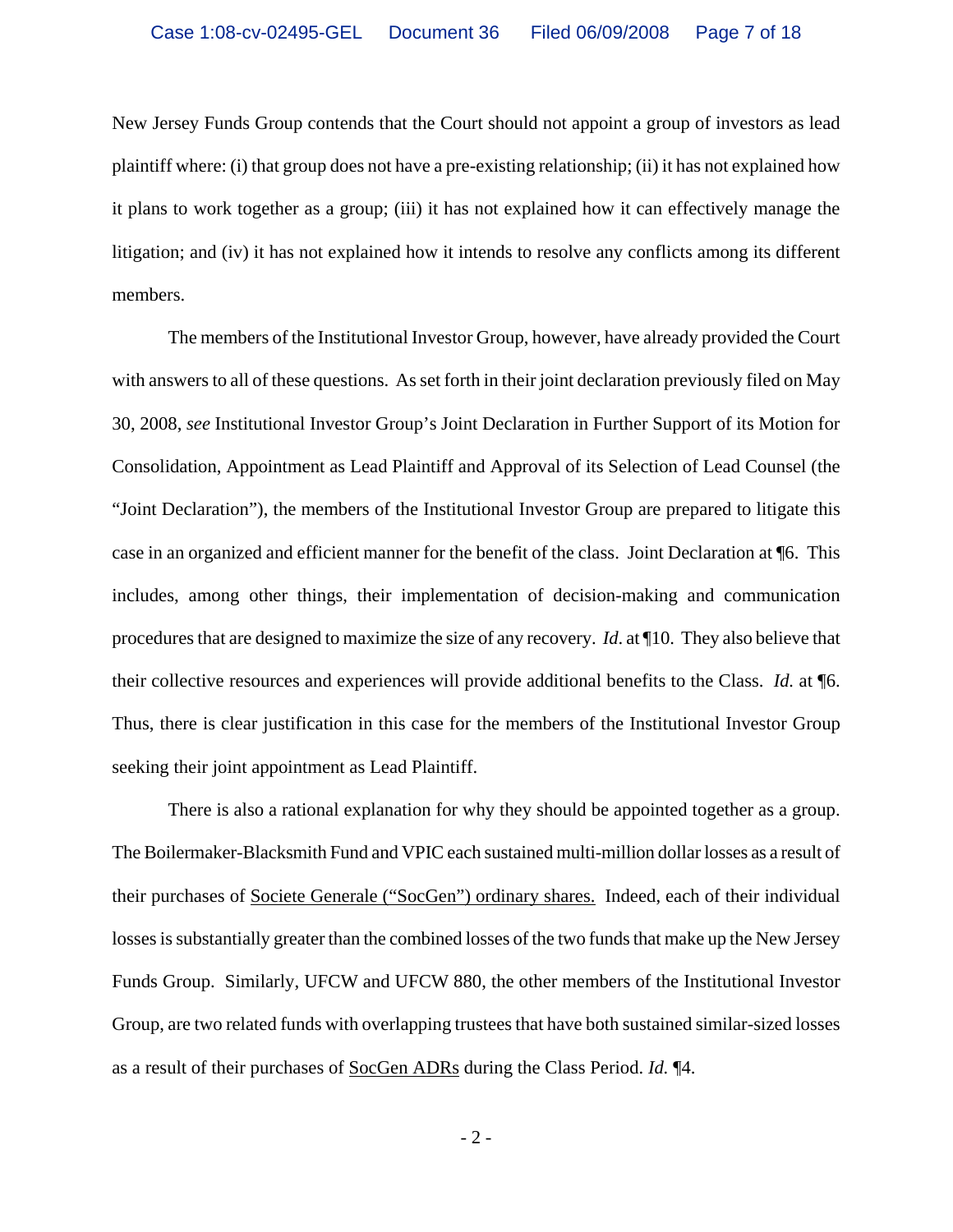New Jersey Funds Group contends that the Court should not appoint a group of investors as lead plaintiff where: (i) that group does not have a pre-existing relationship; (ii) it has not explained how it plans to work together as a group; (iii) it has not explained how it can effectively manage the litigation; and (iv) it has not explained how it intends to resolve any conflicts among its different members.

The members of the Institutional Investor Group, however, have already provided the Court with answers to all of these questions. As set forth in their joint declaration previously filed on May 30, 2008, *see* Institutional Investor Group's Joint Declaration in Further Support of its Motion for Consolidation, Appointment as Lead Plaintiff and Approval of its Selection of Lead Counsel (the "Joint Declaration"), the members of the Institutional Investor Group are prepared to litigate this case in an organized and efficient manner for the benefit of the class. Joint Declaration at ¶6. This includes, among other things, their implementation of decision-making and communication procedures that are designed to maximize the size of any recovery. *Id*. at ¶10. They also believe that their collective resources and experiences will provide additional benefits to the Class. *Id.* at ¶6. Thus, there is clear justification in this case for the members of the Institutional Investor Group seeking their joint appointment as Lead Plaintiff.

There is also a rational explanation for why they should be appointed together as a group. The Boilermaker-Blacksmith Fund and VPIC each sustained multi-million dollar losses as a result of their purchases of <u>Societe Generale ("SocGen") ordinary shares.</u> Indeed, each of their individual losses is substantially greater than the combined losses of the two funds that make up the New Jersey Funds Group. Similarly, UFCW and UFCW 880, the other members of the Institutional Investor Group, are two related funds with overlapping trustees that have both sustained similar-sized losses as a result of their purchases of <u>SocGen ADRs</u> during the Class Period. *Id.* ¶4.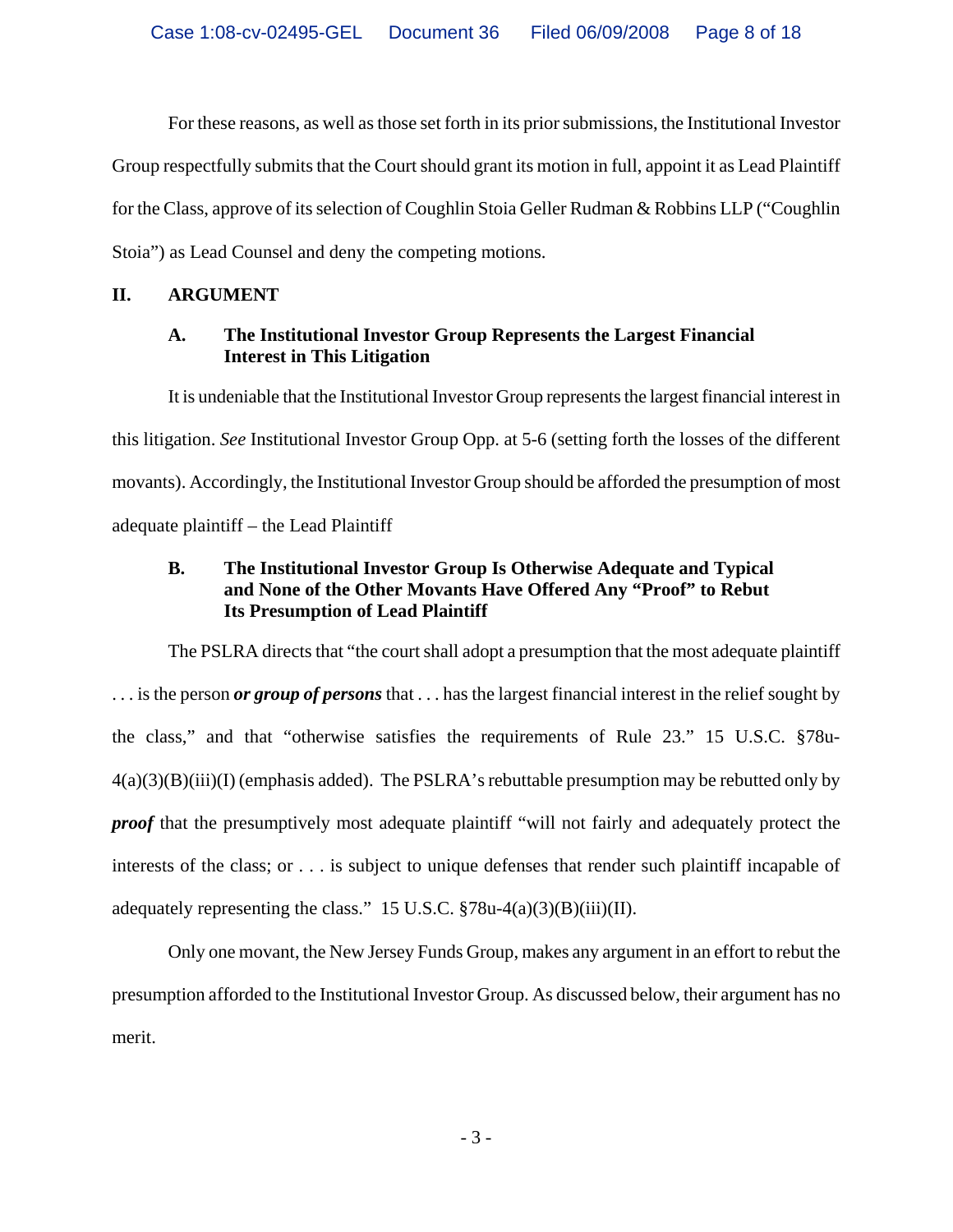For these reasons, as well as those set forth in its prior submissions, the Institutional Investor Group respectfully submits that the Court should grant its motion in full, appoint it as Lead Plaintiff for the Class, approve of its selection of Coughlin Stoia Geller Rudman & Robbins LLP ("Coughlin Stoia") as Lead Counsel and deny the competing motions.

## II. ARGUMENT

### A. The Institutional Investor Group Represents the Largest Financial Interest in This Litigation

It is undeniable that the Institutional Investor Group represents the largest financial interest in this litigation. *See* Institutional Investor Group Opp. at 5-6 (setting forth the losses of the different movants). Accordingly, the Institutional Investor Group should be afforded the presumption of most adequate plaintiff – the Lead Plaintiff

### B. The Institutional Investor Group Is Otherwise Adequate and Typical and None of the Other Movants Have Offered Any "Proof" to Rebut Its Presumption of Lead Plaintiff

The PSLRA directs that "the court shall adopt a presumption that the most adequate plaintiff . . . is the person ***or group of persons*** that . . . has the largest financial interest in the relief sought by the class," and that "otherwise satisfies the requirements of Rule 23." 15 U.S.C. §78u-4(a)(3)(B)(iii)(I) (emphasis added). The PSLRA's rebuttable presumption may be rebutted only by ***proof*** that the presumptively most adequate plaintiff "will not fairly and adequately protect the interests of the class; or . . . is subject to unique defenses that render such plaintiff incapable of adequately representing the class." 15 U.S.C. §78u-4(a)(3)(B)(iii)(II).

Only one movant, the New Jersey Funds Group, makes any argument in an effort to rebut the presumption afforded to the Institutional Investor Group. As discussed below, their argument has no merit.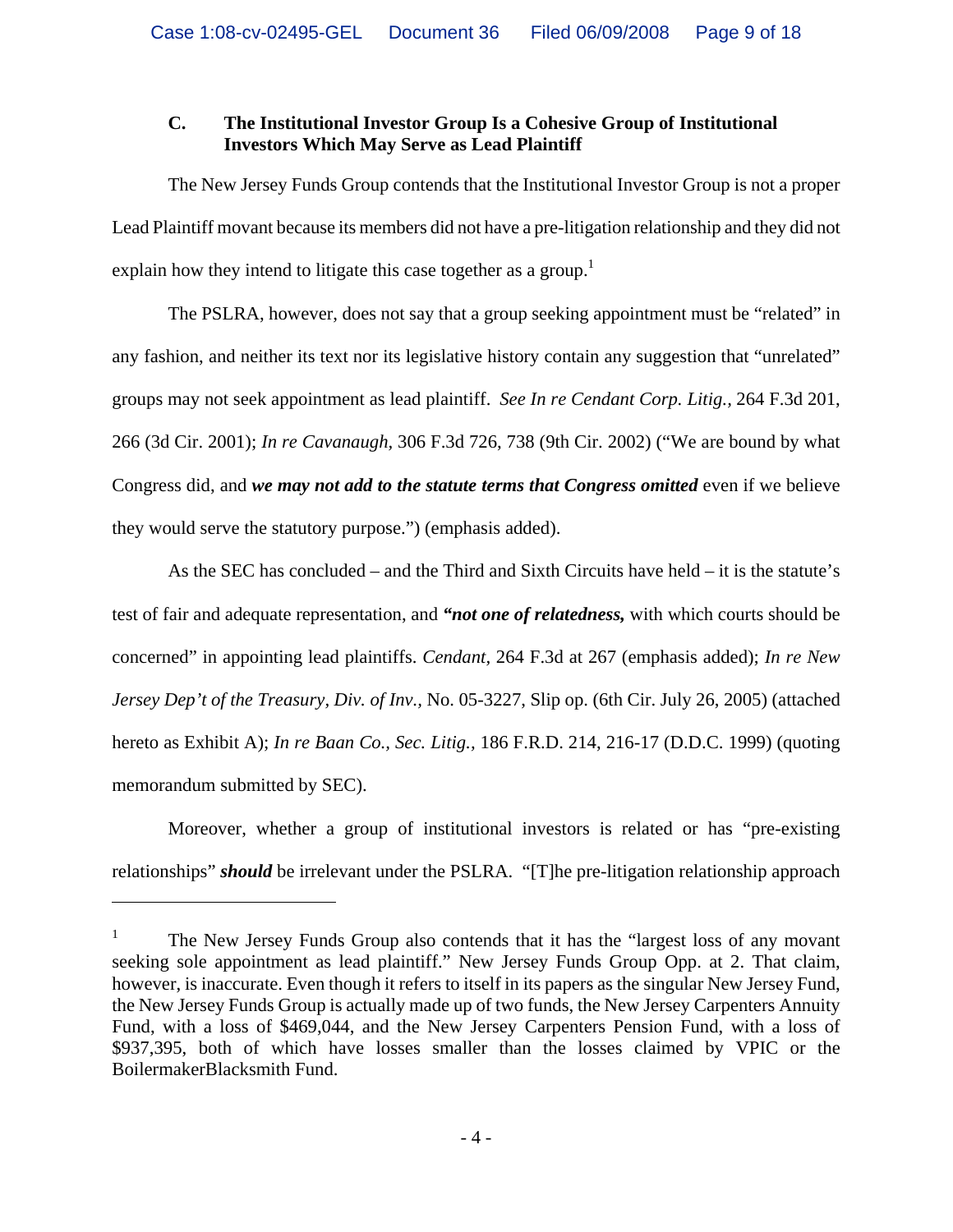### C. The Institutional Investor Group Is a Cohesive Group of Institutional Investors Which May Serve as Lead Plaintiff

The New Jersey Funds Group contends that the Institutional Investor Group is not a proper Lead Plaintiff movant because its members did not have a pre-litigation relationship and they did not explain how they intend to litigate this case together as a group.[1]

The PSLRA, however, does not say that a group seeking appointment must be "related" in any fashion, and neither its text nor its legislative history contain any suggestion that "unrelated" groups may not seek appointment as lead plaintiff. *See In re Cendant Corp. Litig.*, 264 F.3d 201, 266 (3d Cir. 2001); *In re Cavanaugh*, 306 F.3d 726, 738 (9th Cir. 2002) ("We are bound by what Congress did, and ***we may not add to the statute terms that Congress omitted*** even if we believe they would serve the statutory purpose.") (emphasis added).

As the SEC has concluded – and the Third and Sixth Circuits have held – it is the statute's test of fair and adequate representation, and ***"not one of relatedness,*** with which courts should be concerned" in appointing lead plaintiffs. *Cendant*, 264 F.3d at 267 (emphasis added); *In re New Jersey Dep't of the Treasury, Div. of Inv.*, No. 05-3227, Slip op. (6th Cir. July 26, 2005) (attached hereto as Exhibit A); *In re Baan Co., Sec. Litig.*, 186 F.R.D. 214, 216-17 (D.D.C. 1999) (quoting memorandum submitted by SEC).

Moreover, whether a group of institutional investors is related or has "pre-existing relationships" ***should*** be irrelevant under the PSLRA. "[T]he pre-litigation relationship approach

---

[1] The New Jersey Funds Group also contends that it has the "largest loss of any movant seeking sole appointment as lead plaintiff." New Jersey Funds Group Opp. at 2. That claim, however, is inaccurate. Even though it refers to itself in its papers as the singular New Jersey Fund, the New Jersey Funds Group is actually made up of two funds, the New Jersey Carpenters Annuity Fund, with a loss of $469,044, and the New Jersey Carpenters Pension Fund, with a loss of $937,395, both of which have losses smaller than the losses claimed by VPIC or the BoilermakerBlacksmith Fund.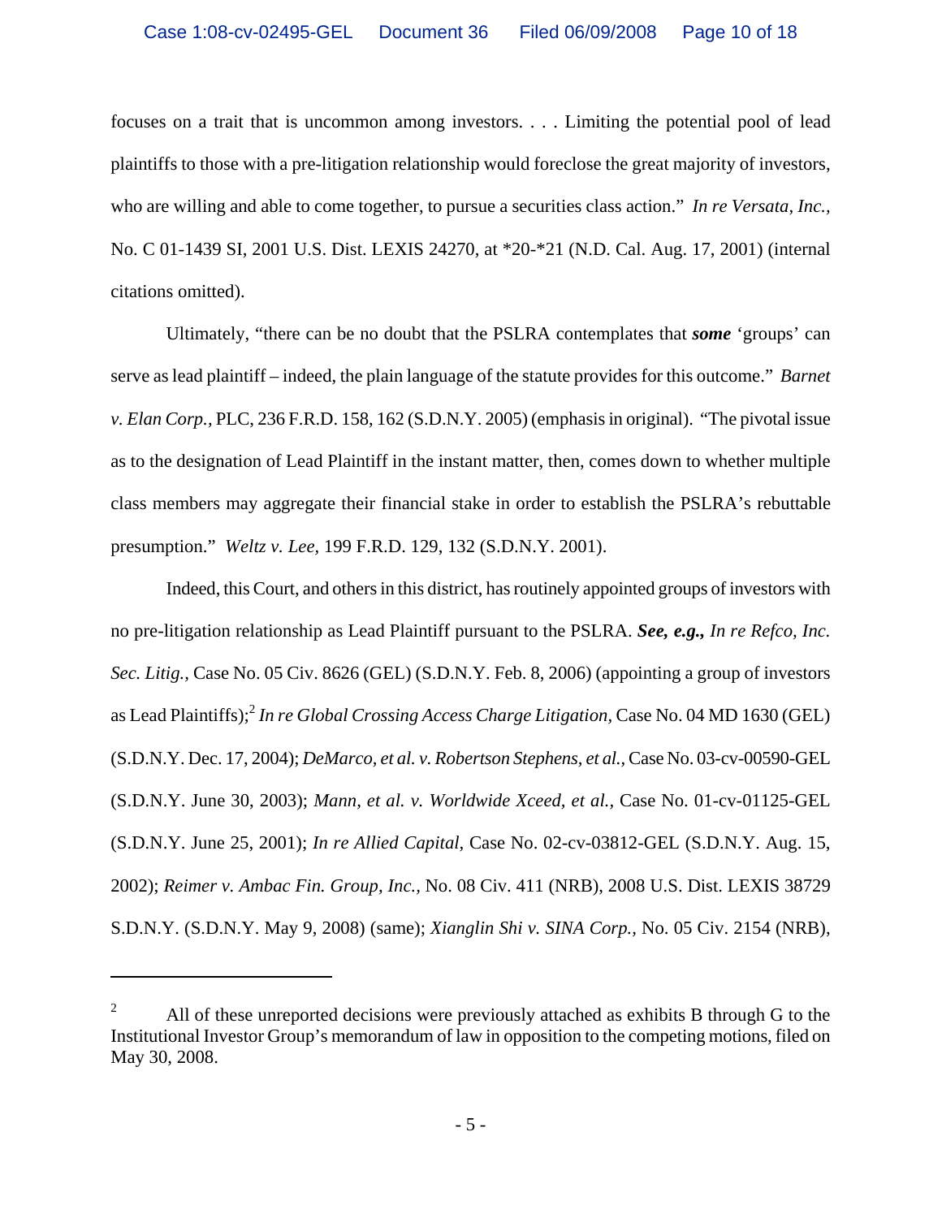focuses on a trait that is uncommon among investors. . . . Limiting the potential pool of lead plaintiffs to those with a pre-litigation relationship would foreclose the great majority of investors, who are willing and able to come together, to pursue a securities class action." *In re Versata, Inc.,* No. C 01-1439 SI, 2001 U.S. Dist. LEXIS 24270, at *20-*21 (N.D. Cal. Aug. 17, 2001) (internal citations omitted).

Ultimately, "there can be no doubt that the PSLRA contemplates that ***some*** 'groups' can serve as lead plaintiff – indeed, the plain language of the statute provides for this outcome." *Barnet v. Elan Corp.,* PLC, 236 F.R.D. 158, 162 (S.D.N.Y. 2005) (emphasis in original). "The pivotal issue as to the designation of Lead Plaintiff in the instant matter, then, comes down to whether multiple class members may aggregate their financial stake in order to establish the PSLRA's rebuttable presumption." *Weltz v. Lee,* 199 F.R.D. 129, 132 (S.D.N.Y. 2001).

Indeed, this Court, and others in this district, has routinely appointed groups of investors with no pre-litigation relationship as Lead Plaintiff pursuant to the PSLRA. ***See, e.g.,*** *In re Refco, Inc. Sec. Litig.,* Case No. 05 Civ. 8626 (GEL) (S.D.N.Y. Feb. 8, 2006) (appointing a group of investors as Lead Plaintiffs);[2] *In re Global Crossing Access Charge Litigation,* Case No. 04 MD 1630 (GEL) (S.D.N.Y. Dec. 17, 2004); *DeMarco, et al. v. Robertson Stephens, et al.,* Case No. 03-cv-00590-GEL (S.D.N.Y. June 30, 2003); *Mann, et al. v. Worldwide Xceed, et al.,* Case No. 01-cv-01125-GEL (S.D.N.Y. June 25, 2001); *In re Allied Capital*, Case No. 02-cv-03812-GEL (S.D.N.Y. Aug. 15, 2002); *Reimer v. Ambac Fin. Group, Inc.,* No. 08 Civ. 411 (NRB), 2008 U.S. Dist. LEXIS 38729 S.D.N.Y. (S.D.N.Y. May 9, 2008) (same); *Xianglin Shi v. SINA Corp.,* No. 05 Civ. 2154 (NRB),

---

[2] All of these unreported decisions were previously attached as exhibits B through G to the Institutional Investor Group's memorandum of law in opposition to the competing motions, filed on May 30, 2008.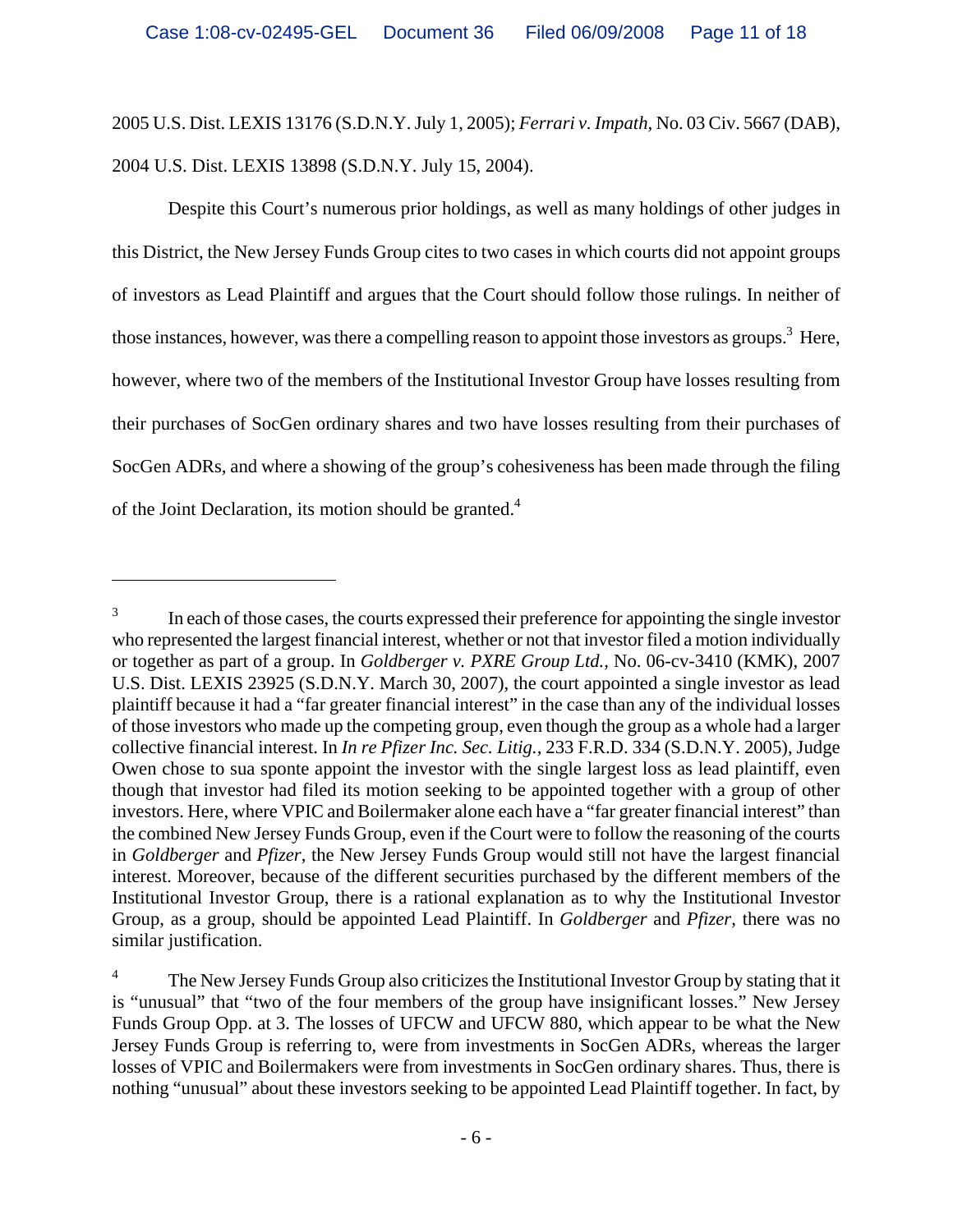2005 U.S. Dist. LEXIS 13176 (S.D.N.Y. July 1, 2005); *Ferrari v. Impath,* No. 03 Civ. 5667 (DAB), 2004 U.S. Dist. LEXIS 13898 (S.D.N.Y. July 15, 2004).

Despite this Court's numerous prior holdings, as well as many holdings of other judges in this District, the New Jersey Funds Group cites to two cases in which courts did not appoint groups of investors as Lead Plaintiff and argues that the Court should follow those rulings. In neither of those instances, however, was there a compelling reason to appoint those investors as groups.[3] Here, however, where two of the members of the Institutional Investor Group have losses resulting from their purchases of SocGen ordinary shares and two have losses resulting from their purchases of SocGen ADRs, and where a showing of the group's cohesiveness has been made through the filing of the Joint Declaration, its motion should be granted.[4]

---

[3] In each of those cases, the courts expressed their preference for appointing the single investor who represented the largest financial interest, whether or not that investor filed a motion individually or together as part of a group. In *Goldberger v. PXRE Group Ltd.,* No. 06-cv-3410 (KMK), 2007 U.S. Dist. LEXIS 23925 (S.D.N.Y. March 30, 2007), the court appointed a single investor as lead plaintiff because it had a "far greater financial interest" in the case than any of the individual losses of those investors who made up the competing group, even though the group as a whole had a larger collective financial interest. In *In re Pfizer Inc. Sec. Litig.,* 233 F.R.D. 334 (S.D.N.Y. 2005), Judge Owen chose to sua sponte appoint the investor with the single largest loss as lead plaintiff, even though that investor had filed its motion seeking to be appointed together with a group of other investors. Here, where VPIC and Boilermaker alone each have a "far greater financial interest" than the combined New Jersey Funds Group, even if the Court were to follow the reasoning of the courts in *Goldberger* and *Pfizer*, the New Jersey Funds Group would still not have the largest financial interest. Moreover, because of the different securities purchased by the different members of the Institutional Investor Group, there is a rational explanation as to why the Institutional Investor Group, as a group, should be appointed Lead Plaintiff. In *Goldberger* and *Pfizer*, there was no similar justification.

[4] The New Jersey Funds Group also criticizes the Institutional Investor Group by stating that it is "unusual" that "two of the four members of the group have insignificant losses." New Jersey Funds Group Opp. at 3. The losses of UFCW and UFCW 880, which appear to be what the New Jersey Funds Group is referring to, were from investments in SocGen ADRs, whereas the larger losses of VPIC and Boilermakers were from investments in SocGen ordinary shares. Thus, there is nothing "unusual" about these investors seeking to be appointed Lead Plaintiff together. In fact, by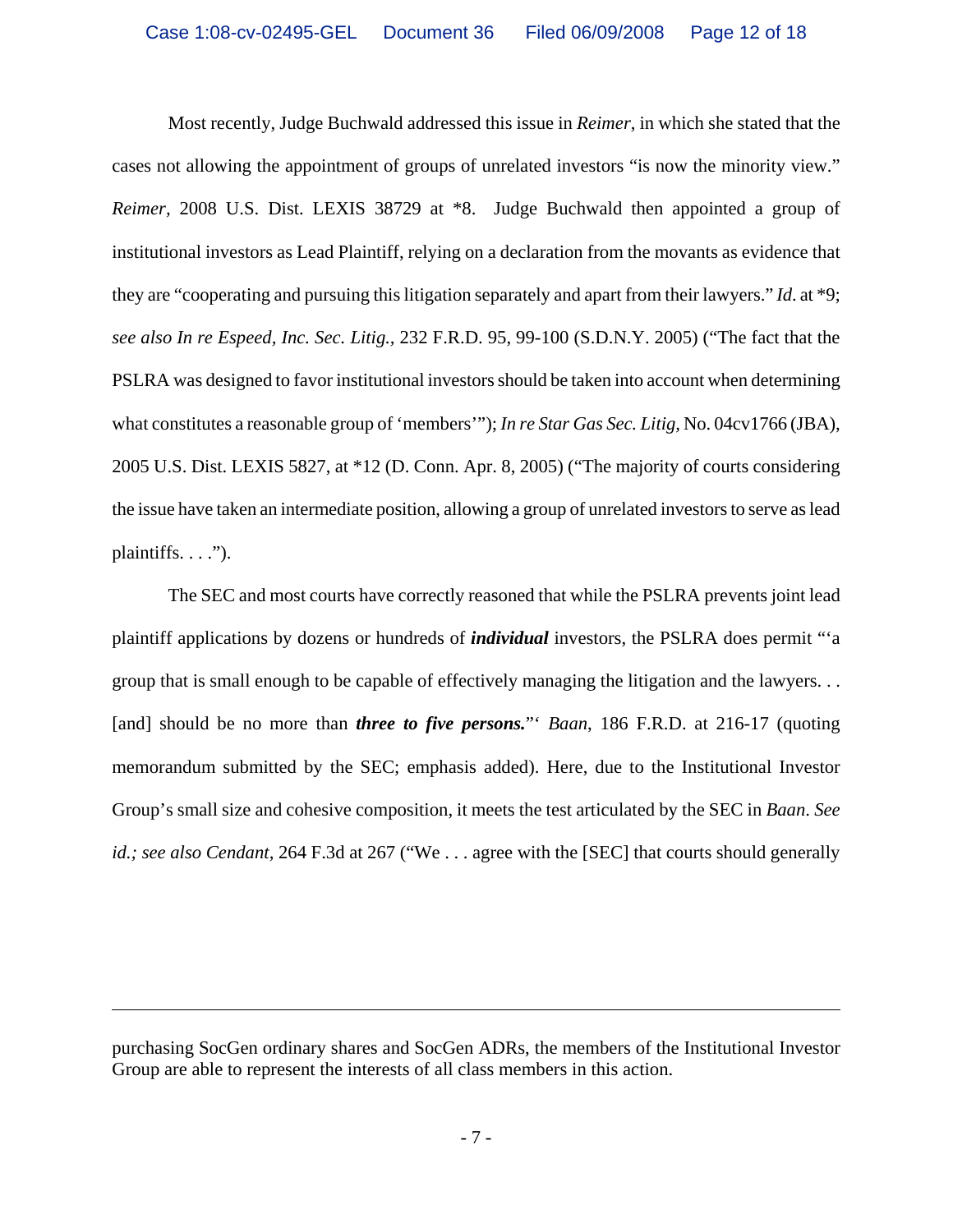Most recently, Judge Buchwald addressed this issue in *Reimer*, in which she stated that the cases not allowing the appointment of groups of unrelated investors "is now the minority view." *Reimer*, 2008 U.S. Dist. LEXIS 38729 at *8. Judge Buchwald then appointed a group of institutional investors as Lead Plaintiff, relying on a declaration from the movants as evidence that they are "cooperating and pursuing this litigation separately and apart from their lawyers." *Id*. at *9; *see also In re Espeed, Inc. Sec. Litig.,* 232 F.R.D. 95, 99-100 (S.D.N.Y. 2005) ("The fact that the PSLRA was designed to favor institutional investors should be taken into account when determining what constitutes a reasonable group of 'members'"); *In re Star Gas Sec. Litig,* No. 04cv1766 (JBA), 2005 U.S. Dist. LEXIS 5827, at *12 (D. Conn. Apr. 8, 2005) ("The majority of courts considering the issue have taken an intermediate position, allowing a group of unrelated investors to serve as lead plaintiffs. . . .").

The SEC and most courts have correctly reasoned that while the PSLRA prevents joint lead plaintiff applications by dozens or hundreds of ***individual*** investors, the PSLRA does permit "'a group that is small enough to be capable of effectively managing the litigation and the lawyers. . . [and] should be no more than ***three to five persons.***"' *Baan*, 186 F.R.D. at 216-17 (quoting memorandum submitted by the SEC; emphasis added). Here, due to the Institutional Investor Group's small size and cohesive composition, it meets the test articulated by the SEC in *Baan*. *See id.; see also Cendant*, 264 F.3d at 267 ("We . . . agree with the [SEC] that courts should generally

---

purchasing SocGen ordinary shares and SocGen ADRs, the members of the Institutional Investor Group are able to represent the interests of all class members in this action.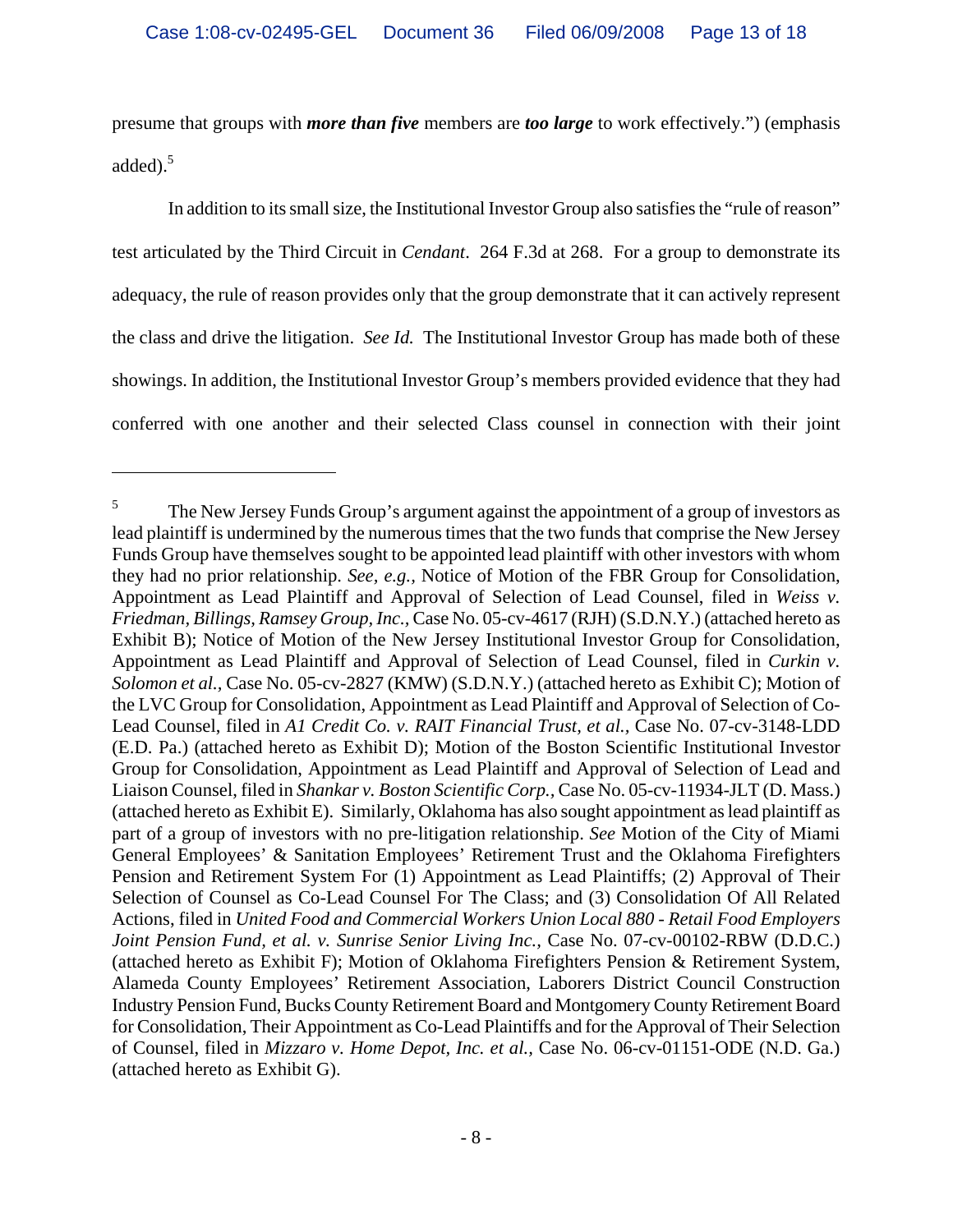presume that groups with ***more than five*** members are ***too large*** to work effectively.") (emphasis added).[5]

In addition to its small size, the Institutional Investor Group also satisfies the "rule of reason" test articulated by the Third Circuit in *Cendant*. 264 F.3d at 268. For a group to demonstrate its adequacy, the rule of reason provides only that the group demonstrate that it can actively represent the class and drive the litigation. *See Id.* The Institutional Investor Group has made both of these showings. In addition, the Institutional Investor Group's members provided evidence that they had conferred with one another and their selected Class counsel in connection with their joint

---

[5] The New Jersey Funds Group's argument against the appointment of a group of investors as lead plaintiff is undermined by the numerous times that the two funds that comprise the New Jersey Funds Group have themselves sought to be appointed lead plaintiff with other investors with whom they had no prior relationship. *See, e.g.,* Notice of Motion of the FBR Group for Consolidation, Appointment as Lead Plaintiff and Approval of Selection of Lead Counsel, filed in *Weiss v. Friedman, Billings, Ramsey Group, Inc.,* Case No. 05-cv-4617 (RJH) (S.D.N.Y.) (attached hereto as Exhibit B); Notice of Motion of the New Jersey Institutional Investor Group for Consolidation, Appointment as Lead Plaintiff and Approval of Selection of Lead Counsel, filed in *Curkin v. Solomon et al.,* Case No. 05-cv-2827 (KMW) (S.D.N.Y.) (attached hereto as Exhibit C); Motion of the LVC Group for Consolidation, Appointment as Lead Plaintiff and Approval of Selection of Co-Lead Counsel, filed in *A1 Credit Co. v. RAIT Financial Trust, et al.,* Case No. 07-cv-3148-LDD (E.D. Pa.) (attached hereto as Exhibit D); Motion of the Boston Scientific Institutional Investor Group for Consolidation, Appointment as Lead Plaintiff and Approval of Selection of Lead and Liaison Counsel, filed in *Shankar v. Boston Scientific Corp.,* Case No. 05-cv-11934-JLT (D. Mass.) (attached hereto as Exhibit E). Similarly, Oklahoma has also sought appointment as lead plaintiff as part of a group of investors with no pre-litigation relationship. *See* Motion of the City of Miami General Employees' & Sanitation Employees' Retirement Trust and the Oklahoma Firefighters Pension and Retirement System For (1) Appointment as Lead Plaintiffs; (2) Approval of Their Selection of Counsel as Co-Lead Counsel For The Class; and (3) Consolidation Of All Related Actions, filed in *United Food and Commercial Workers Union Local 880 - Retail Food Employers Joint Pension Fund, et al. v. Sunrise Senior Living Inc.,* Case No. 07-cv-00102-RBW (D.D.C.) (attached hereto as Exhibit F); Motion of Oklahoma Firefighters Pension & Retirement System, Alameda County Employees' Retirement Association, Laborers District Council Construction Industry Pension Fund, Bucks County Retirement Board and Montgomery County Retirement Board for Consolidation, Their Appointment as Co-Lead Plaintiffs and for the Approval of Their Selection of Counsel, filed in *Mizzaro v. Home Depot, Inc. et al.,* Case No. 06-cv-01151-ODE (N.D. Ga.) (attached hereto as Exhibit G).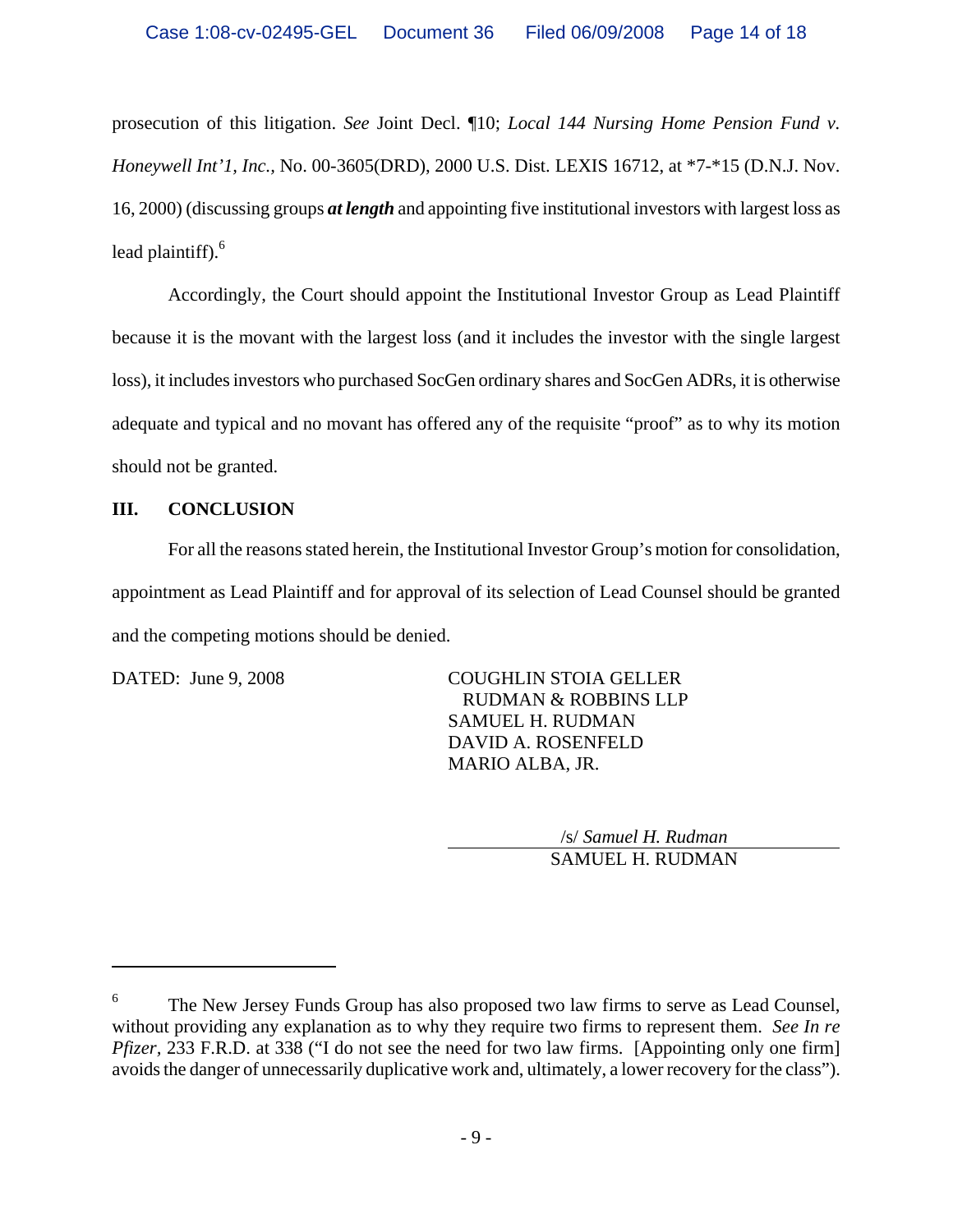prosecution of this litigation. *See* Joint Decl. ¶10; *Local 144 Nursing Home Pension Fund v. Honeywell Int'1, Inc.,* No. 00-3605(DRD), 2000 U.S. Dist. LEXIS 16712, at *7-*15 (D.N.J. Nov. 16, 2000) (discussing groups ***at length*** and appointing five institutional investors with largest loss as lead plaintiff).[6]

Accordingly, the Court should appoint the Institutional Investor Group as Lead Plaintiff because it is the movant with the largest loss (and it includes the investor with the single largest loss), it includes investors who purchased SocGen ordinary shares and SocGen ADRs, it is otherwise adequate and typical and no movant has offered any of the requisite "proof" as to why its motion should not be granted.

## III. CONCLUSION

For all the reasons stated herein, the Institutional Investor Group's motion for consolidation, appointment as Lead Plaintiff and for approval of its selection of Lead Counsel should be granted and the competing motions should be denied.

DATED: June 9, 2008

COUGHLIN STOIA GELLER
RUDMAN & ROBBINS LLP
SAMUEL H. RUDMAN
DAVID A. ROSENFELD
MARIO ALBA, JR.

/s/ *Samuel H. Rudman*
SAMUEL H. RUDMAN

---

[6] The New Jersey Funds Group has also proposed two law firms to serve as Lead Counsel, without providing any explanation as to why they require two firms to represent them. *See In re Pfizer*, 233 F.R.D. at 338 ("I do not see the need for two law firms. [Appointing only one firm] avoids the danger of unnecessarily duplicative work and, ultimately, a lower recovery for the class").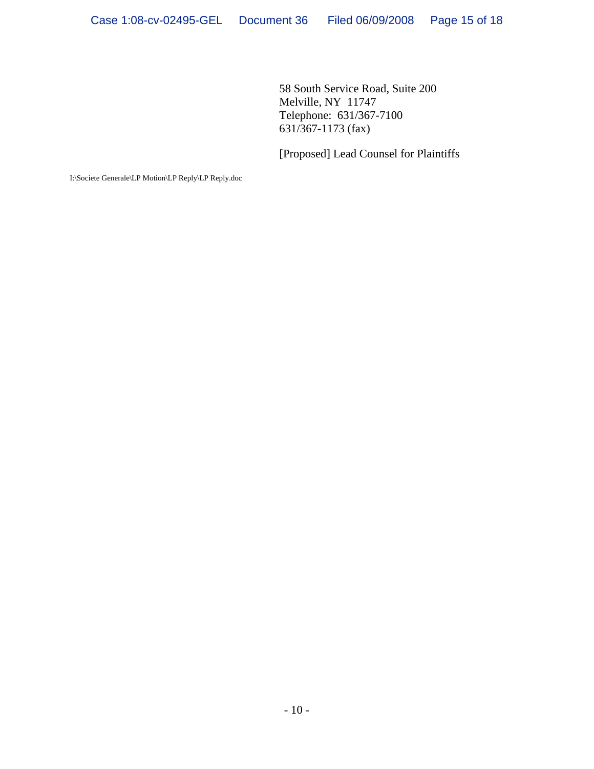58 South Service Road, Suite 200
Melville, NY  11747
Telephone:  631/367-7100
631/367-1173 (fax)

[Proposed] Lead Counsel for Plaintiffs

I:\Societe Generale\LP Motion\LP Reply\LP Reply.doc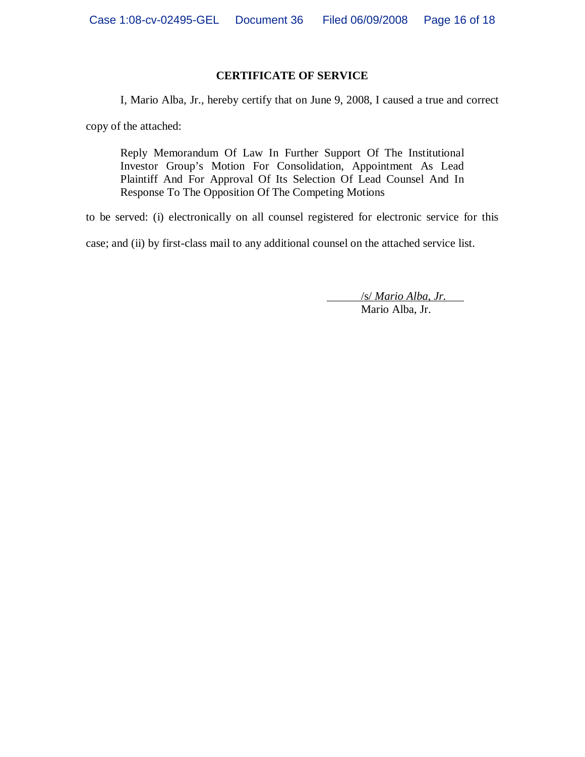## CERTIFICATE OF SERVICE

I, Mario Alba, Jr., hereby certify that on June 9, 2008, I caused a true and correct copy of the attached:

> Reply Memorandum Of Law In Further Support Of The Institutional Investor Group's Motion For Consolidation, Appointment As Lead Plaintiff And For Approval Of Its Selection Of Lead Counsel And In Response To The Opposition Of The Competing Motions

to be served: (i) electronically on all counsel registered for electronic service for this case; and (ii) by first-class mail to any additional counsel on the attached service list.

/s/ *Mario Alba, Jr.*
Mario Alba, Jr.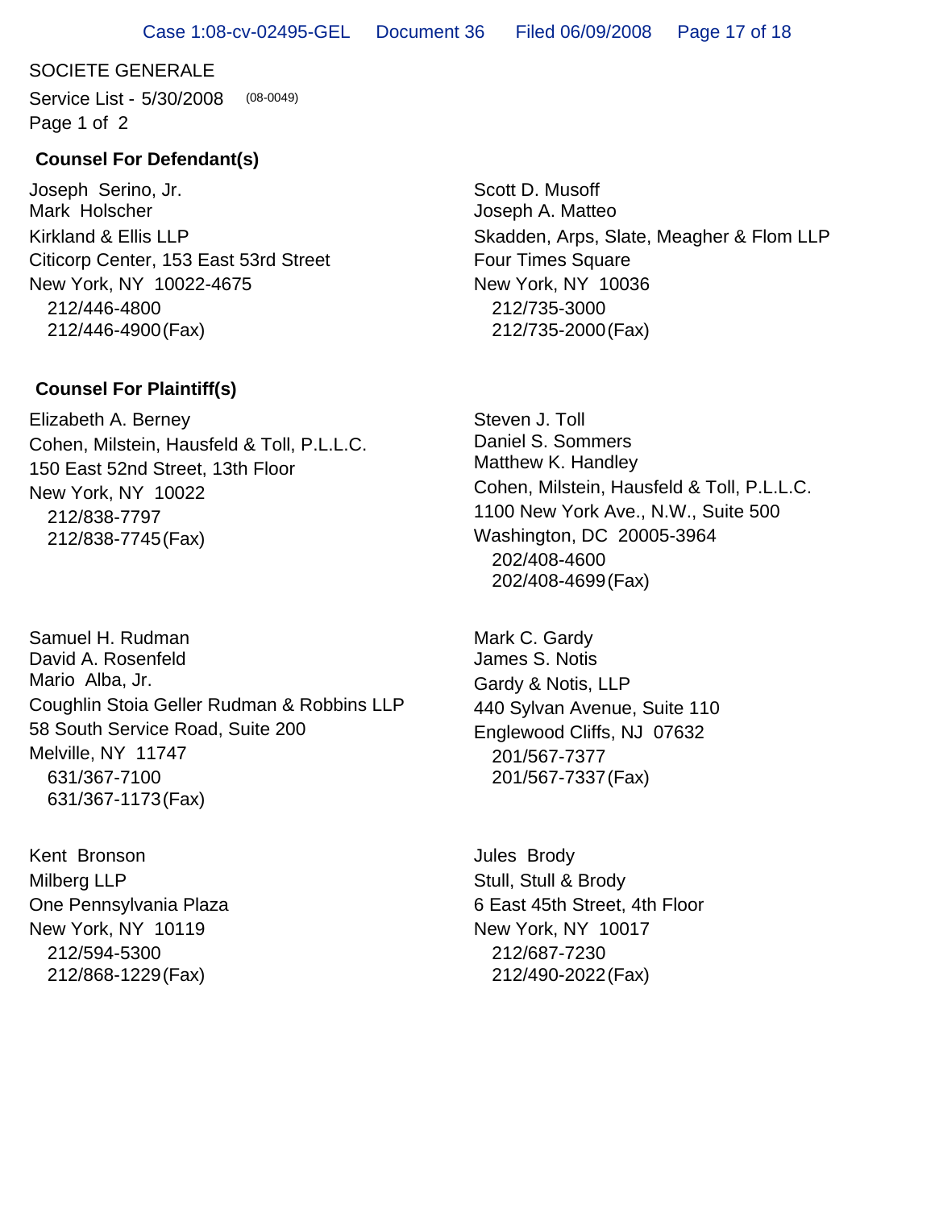SOCIETE GENERALE

Service List - 5/30/2008 (08-0049)

Page 1 of 2

**Counsel For Defendant(s)**

Joseph Serino, Jr.
Mark Holscher
Kirkland & Ellis LLP
Citicorp Center, 153 East 53rd Street
New York, NY 10022-4675
212/446-4800
212/446-4900(Fax)

Scott D. Musoff
Joseph A. Matteo
Skadden, Arps, Slate, Meagher & Flom LLP
Four Times Square
New York, NY 10036
212/735-3000
212/735-2000(Fax)

**Counsel For Plaintiff(s)**

Elizabeth A. Berney
Cohen, Milstein, Hausfeld & Toll, P.L.L.C.
150 East 52nd Street, 13th Floor
New York, NY 10022
212/838-7797
212/838-7745(Fax)

Steven J. Toll
Daniel S. Sommers
Matthew K. Handley
Cohen, Milstein, Hausfeld & Toll, P.L.L.C.
1100 New York Ave., N.W., Suite 500
Washington, DC 20005-3964
202/408-4600
202/408-4699(Fax)

Samuel H. Rudman
David A. Rosenfeld
Mario Alba, Jr.
Coughlin Stoia Geller Rudman & Robbins LLP
58 South Service Road, Suite 200
Melville, NY 11747
631/367-7100
631/367-1173(Fax)

Mark C. Gardy
James S. Notis
Gardy & Notis, LLP
440 Sylvan Avenue, Suite 110
Englewood Cliffs, NJ 07632
201/567-7377
201/567-7337(Fax)

Kent Bronson
Milberg LLP
One Pennsylvania Plaza
New York, NY 10119
212/594-5300
212/868-1229(Fax)

Jules Brody
Stull, Stull & Brody
6 East 45th Street, 4th Floor
New York, NY 10017
212/687-7230
212/490-2022(Fax)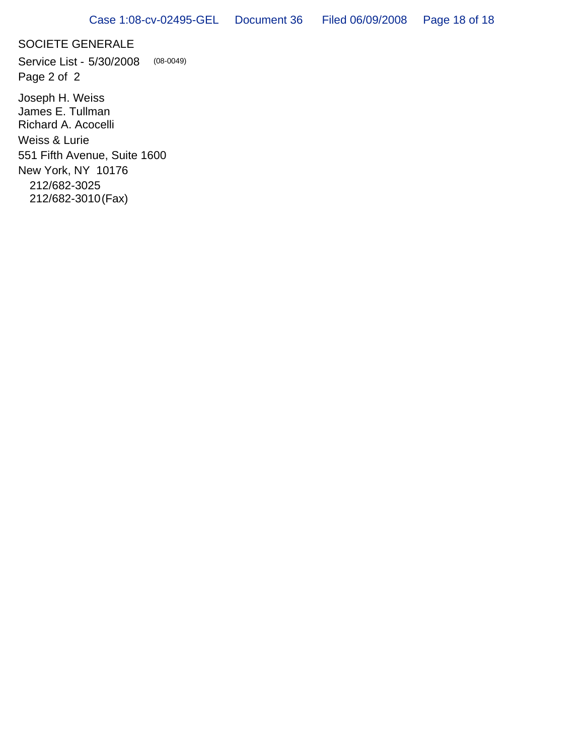SOCIETE GENERALE

Service List - 5/30/2008 (08-0049)

Page 2 of 2

Joseph H. Weiss
James E. Tullman
Richard A. Acocelli
Weiss & Lurie
551 Fifth Avenue, Suite 1600
New York, NY 10176
212/682-3025
212/682-3010 (Fax)